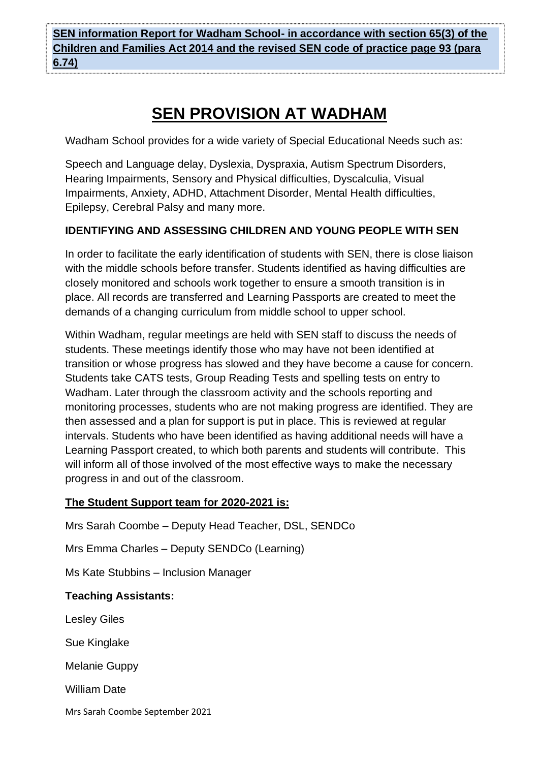**SEN information Report for Wadham School- in accordance with section 65(3) of the Children and Families Act 2014 and the revised SEN code of practice page 93 (para 6.74)**

# SEN PROVISION AT WADHAM

Wadham School provides for a wide variety of Special Educational Needs such as:

Speech and Language delay, Dyslexia, Dyspraxia, Autism Spectrum Disorders, Hearing Impairments, Sensory and Physical difficulties, Dyscalculia, Visual Impairments, Anxiety, ADHD, Attachment Disorder, Mental Health difficulties, Epilepsy, Cerebral Palsy and many more.

### IDENTIFYING AND ASSESSING CHILDREN AND YOUNG PEOPLE WITH SEN

In order to facilitate the early identification of students with SEN, there is close liaison with the middle schools before transfer. Students identified as having difficulties are closely monitored and schools work together to ensure a smooth transition is in place. All records are transferred and Learning Passports are created to meet the demands of a changing curriculum from middle school to upper school.

Within Wadham, regular meetings are held with SEN staff to discuss the needs of students. These meetings identify those who may have not been identified at transition or whose progress has slowed and they have become a cause for concern. Students take CATS tests, Group Reading Tests and spelling tests on entry to Wadham. Later through the classroom activity and the schools reporting and monitoring processes, students who are not making progress are identified. They are then assessed and a plan for support is put in place. This is reviewed at regular intervals. Students who have been identified as having additional needs will have a Learning Passport created, to which both parents and students will contribute. This will inform all of those involved of the most effective ways to make the necessary progress in and out of the classroom.

**The Student Support team for 2020-2021 is:**

Mrs Sarah Coombe – Deputy Head Teacher, DSL, SENDCo

Mrs Emma Charles – Deputy SENDCo (Learning)

Ms Kate Stubbins – Inclusion Manager

**Teaching Assistants:**

Lesley Giles

Sue Kinglake

Melanie Guppy

William Date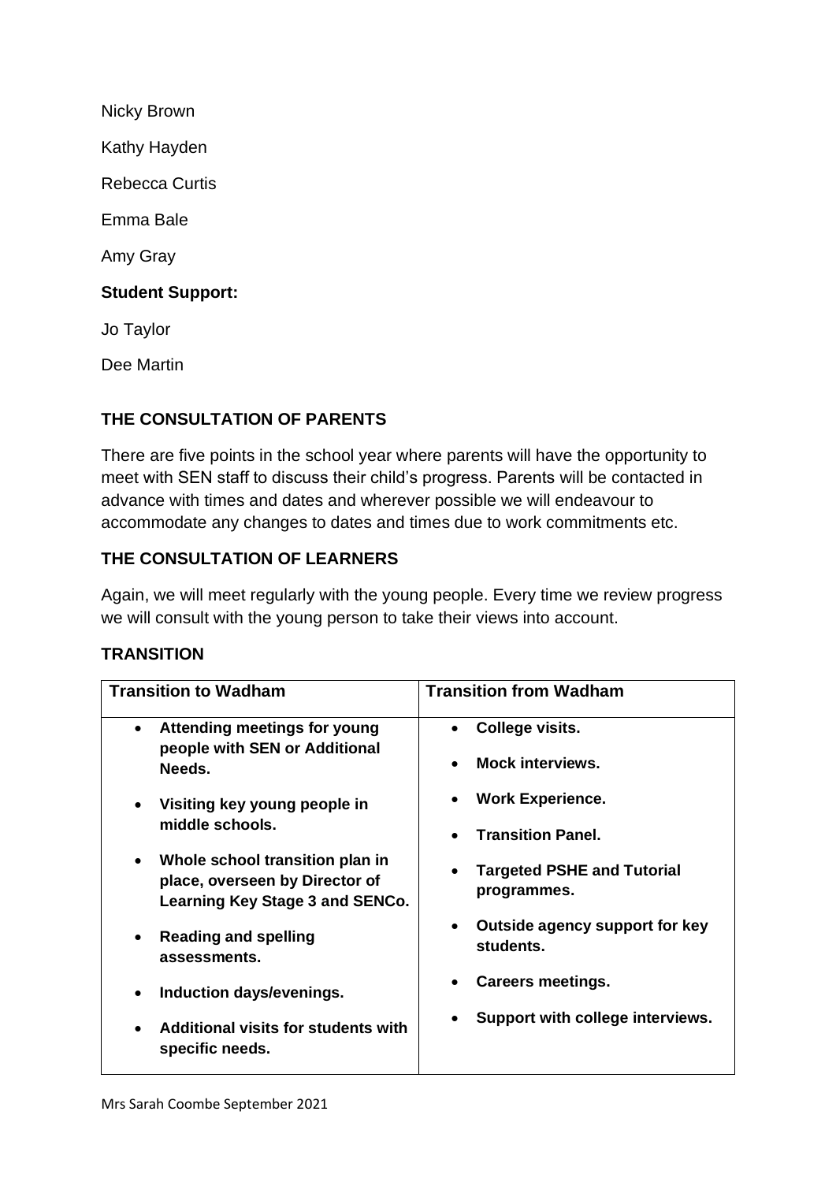Nicky Brown

Kathy Hayden

Rebecca Curtis

Emma Bale

Amy Gray

**Student Support:**

Jo Taylor

Dee Martin

## THE CONSULTATION OF PARENTS

There are five points in the school year where parents will have the opportunity to meet with SEN staff to discuss their child's progress. Parents will be contacted in advance with times and dates and wherever possible we will endeavour to accommodate any changes to dates and times due to work commitments etc.

## THE CONSULTATION OF LEARNERS

Again, we will meet regularly with the young people. Every time we review progress we will consult with the young person to take their views into account.

## TRANSITION

| Transition to Wadham | Transition from Wadham |
| --- | --- |
| • **Attending meetings for young people with SEN or Additional Needs.**<br>• **Visiting key young people in middle schools.**<br>• **Whole school transition plan in place, overseen by Director of Learning Key Stage 3 and SENCo.**<br>• **Reading and spelling assessments.**<br>• **Induction days/evenings.**<br>• **Additional visits for students with specific needs.** | • **College visits.**<br>• **Mock interviews.**<br>• **Work Experience.**<br>• **Transition Panel.**<br>• **Targeted PSHE and Tutorial programmes.**<br>• **Outside agency support for key students.**<br>• **Careers meetings.**<br>• **Support with college interviews.** |

Mrs Sarah Coombe September 2021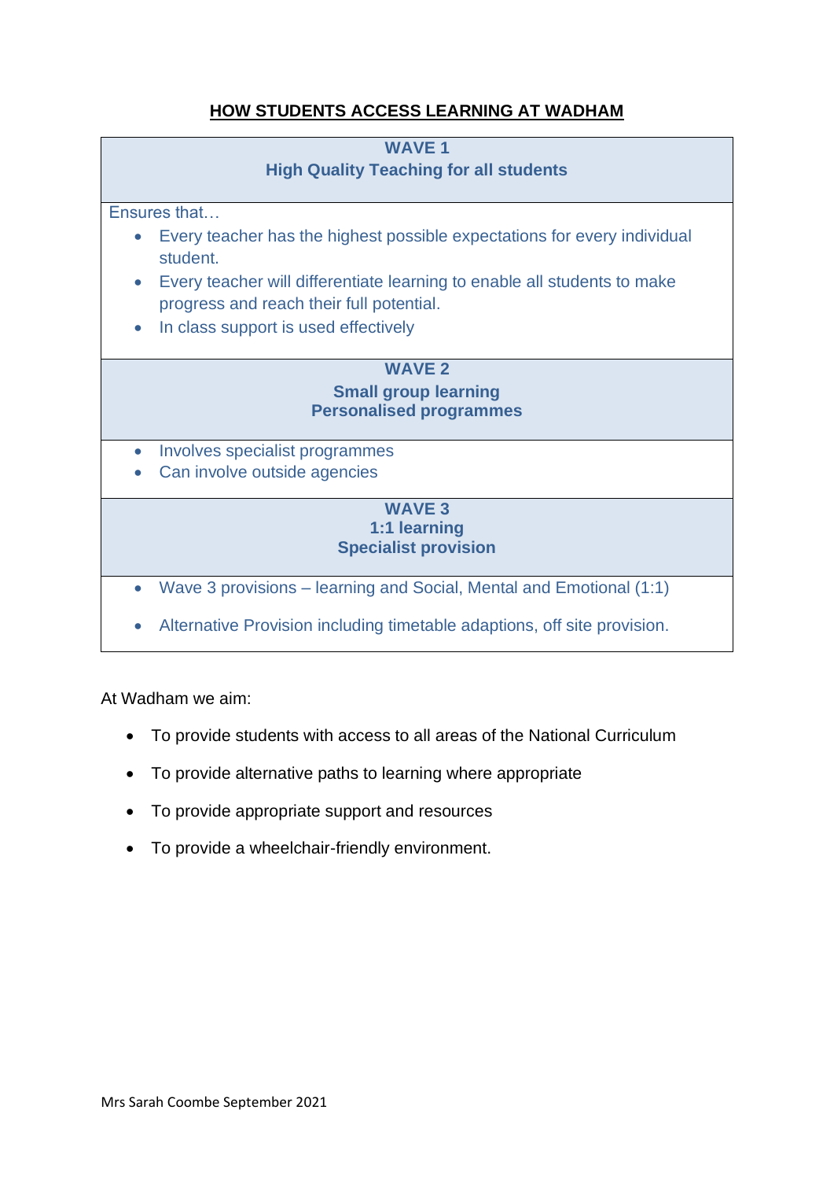## HOW STUDENTS ACCESS LEARNING AT WADHAM

**WAVE 1**
**High Quality Teaching for all students**

Ensures that…

- Every teacher has the highest possible expectations for every individual student.
- Every teacher will differentiate learning to enable all students to make progress and reach their full potential.
- In class support is used effectively

**WAVE 2**
**Small group learning**
**Personalised programmes**

- Involves specialist programmes
- Can involve outside agencies

**WAVE 3**
**1:1 learning**
**Specialist provision**

- Wave 3 provisions – learning and Social, Mental and Emotional (1:1)
- Alternative Provision including timetable adaptions, off site provision.

At Wadham we aim:

- To provide students with access to all areas of the National Curriculum
- To provide alternative paths to learning where appropriate
- To provide appropriate support and resources
- To provide a wheelchair-friendly environment.

Mrs Sarah Coombe September 2021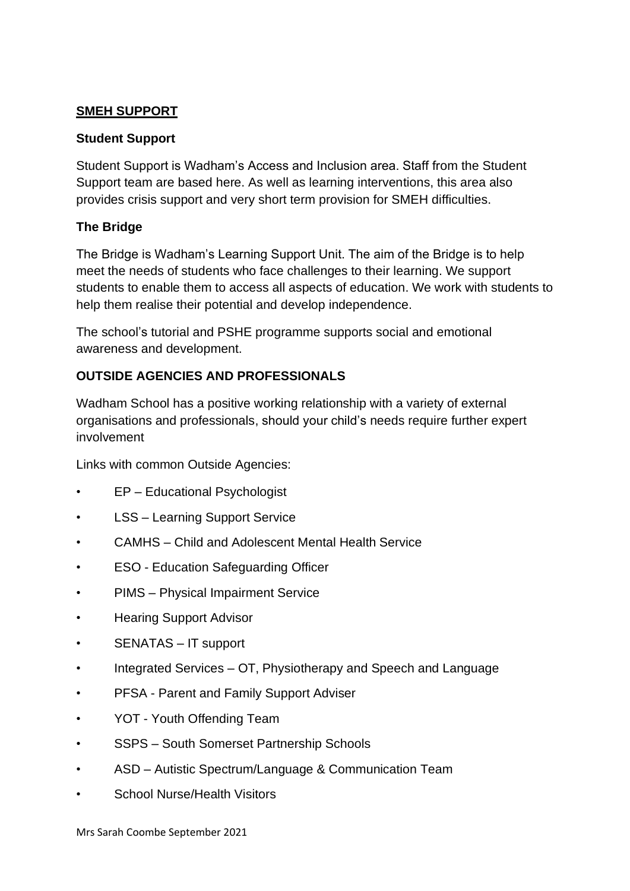## SMEH SUPPORT

### Student Support

Student Support is Wadham's Access and Inclusion area. Staff from the Student Support team are based here. As well as learning interventions, this area also provides crisis support and very short term provision for SMEH difficulties.

### The Bridge

The Bridge is Wadham's Learning Support Unit. The aim of the Bridge is to help meet the needs of students who face challenges to their learning. We support students to enable them to access all aspects of education. We work with students to help them realise their potential and develop independence.

The school's tutorial and PSHE programme supports social and emotional awareness and development.

## OUTSIDE AGENCIES AND PROFESSIONALS

Wadham School has a positive working relationship with a variety of external organisations and professionals, should your child's needs require further expert involvement

Links with common Outside Agencies:

- EP – Educational Psychologist
- LSS – Learning Support Service
- CAMHS – Child and Adolescent Mental Health Service
- ESO - Education Safeguarding Officer
- PIMS – Physical Impairment Service
- Hearing Support Advisor
- SENATAS – IT support
- Integrated Services – OT, Physiotherapy and Speech and Language
- PFSA - Parent and Family Support Adviser
- YOT - Youth Offending Team
- SSPS – South Somerset Partnership Schools
- ASD – Autistic Spectrum/Language & Communication Team
- School Nurse/Health Visitors

Mrs Sarah Coombe September 2021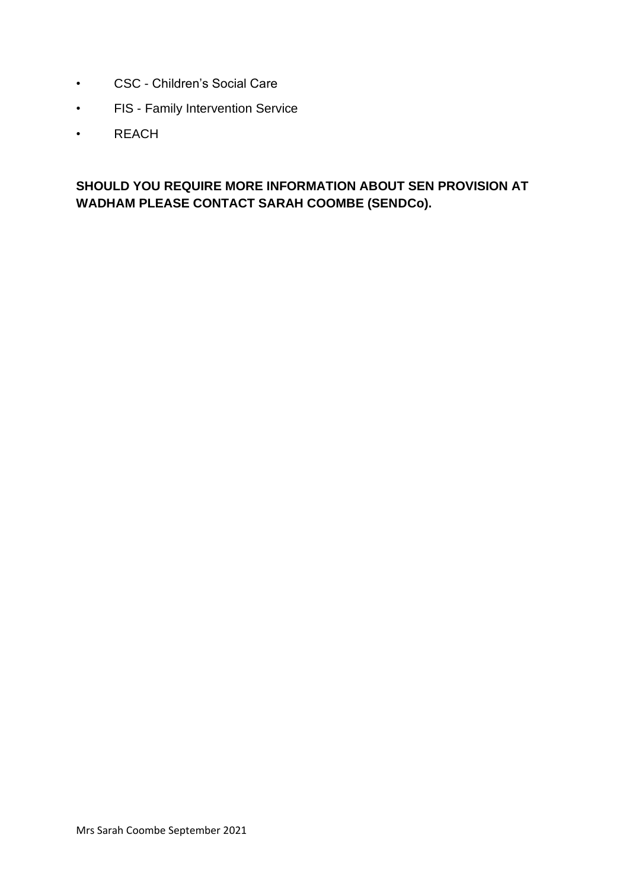- CSC - Children's Social Care
- FIS - Family Intervention Service
- REACH

**SHOULD YOU REQUIRE MORE INFORMATION ABOUT SEN PROVISION AT WADHAM PLEASE CONTACT SARAH COOMBE (SENDCo).**

Mrs Sarah Coombe September 2021